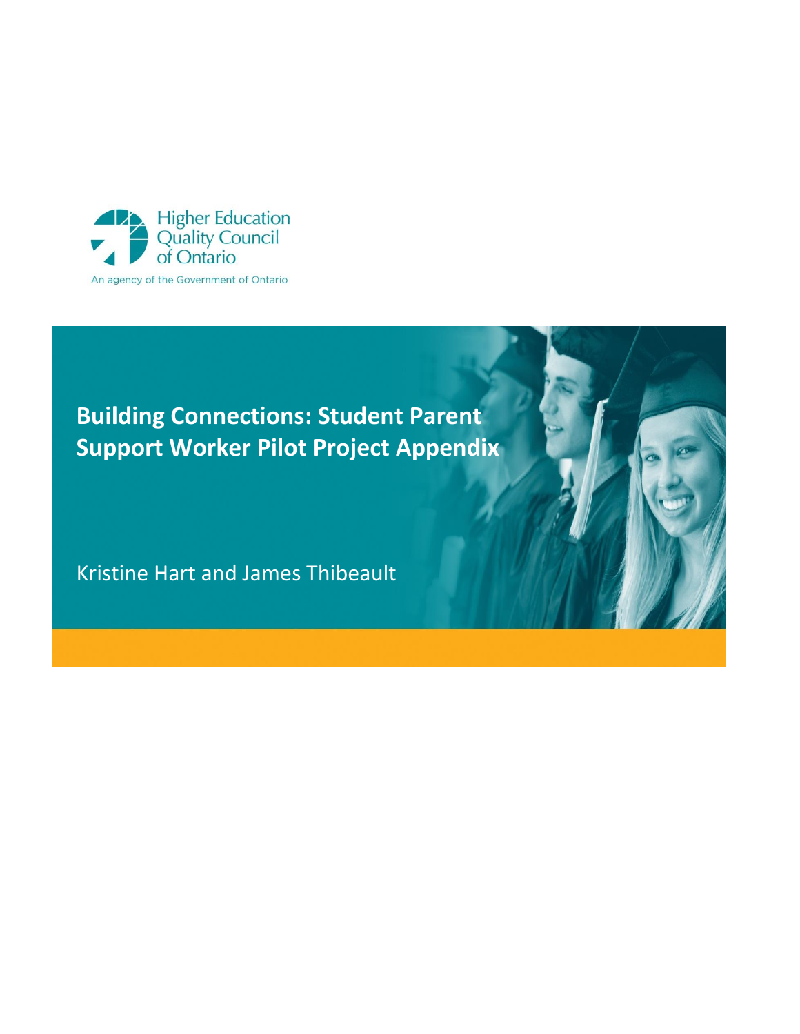Higher Education Quality Council of Ontario

An agency of the Government of Ontario

# Building Connections: Student Parent Support Worker Pilot Project Appendix

Kristine Hart and James Thibeault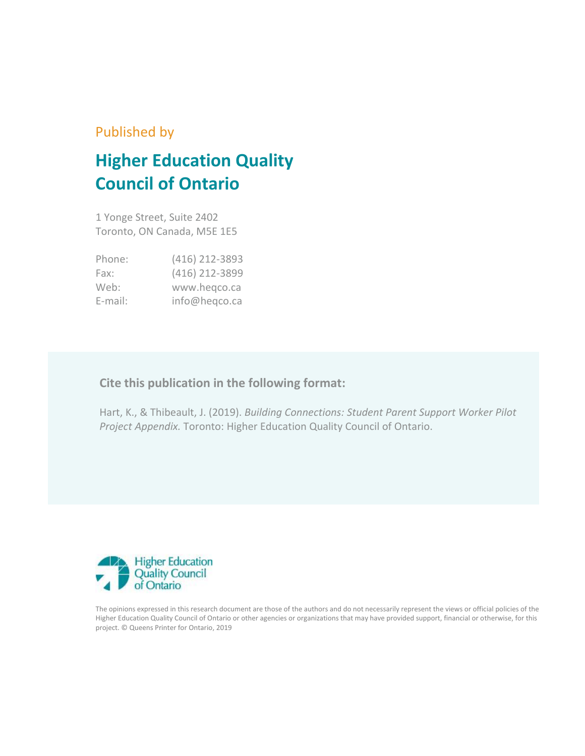Published by

# Higher Education Quality Council of Ontario

1 Yonge Street, Suite 2402
Toronto, ON Canada, M5E 1E5

| | |
|---|---|
| Phone: | (416) 212-3893 |
| Fax: | (416) 212-3899 |
| Web: | www.heqco.ca |
| E-mail: | info@heqco.ca |

**Cite this publication in the following format:**

Hart, K., & Thibeault, J. (2019). *Building Connections: Student Parent Support Worker Pilot Project Appendix.* Toronto: Higher Education Quality Council of Ontario.

Higher Education Quality Council of Ontario

The opinions expressed in this research document are those of the authors and do not necessarily represent the views or official policies of the Higher Education Quality Council of Ontario or other agencies or organizations that may have provided support, financial or otherwise, for this project. © Queens Printer for Ontario, 2019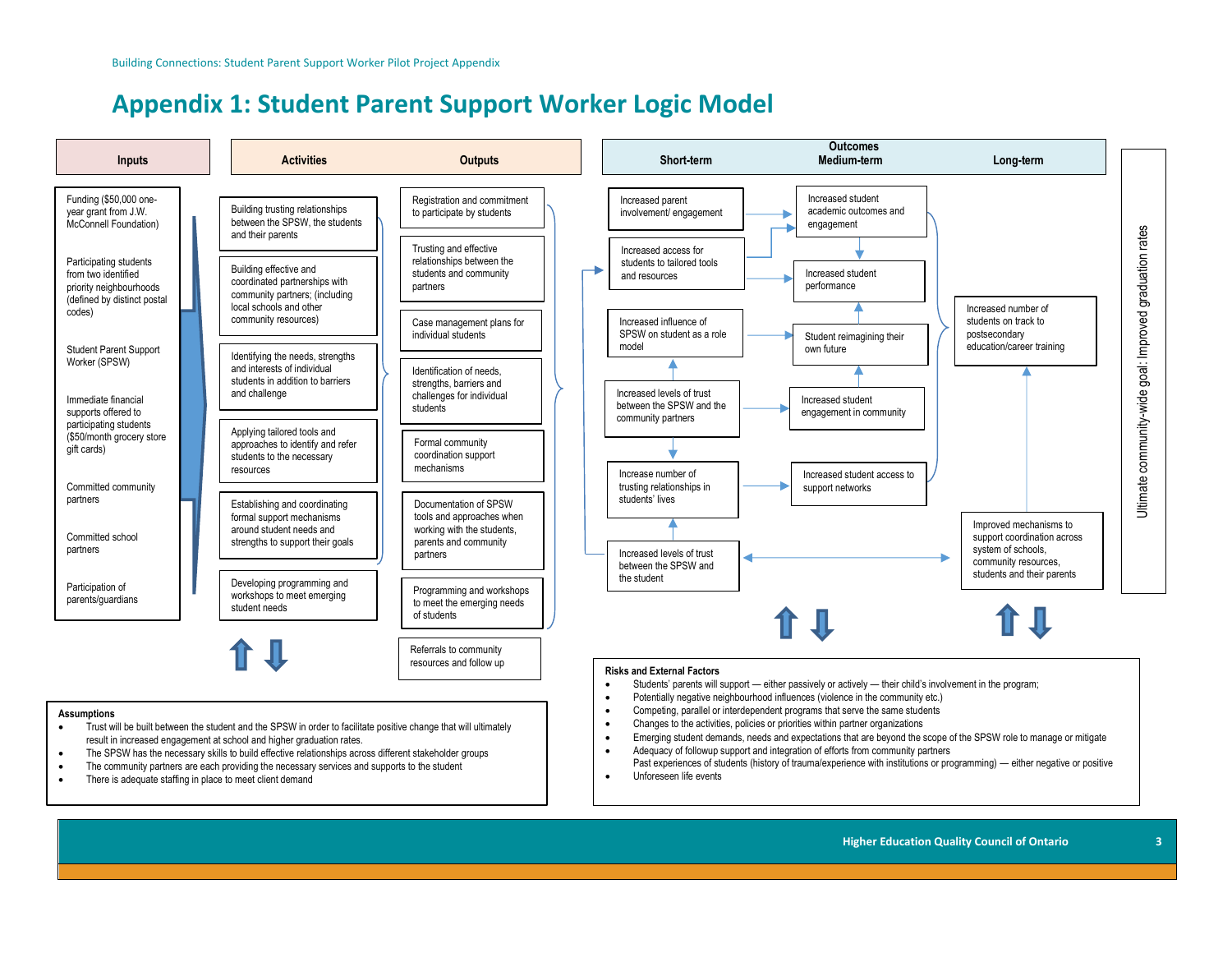# Appendix 1: Student Parent Support Worker Logic Model

### Inputs

- Funding ($50,000 one-year grant from J.W. McConnell Foundation)
- Participating students from two identified priority neighbourhoods (defined by distinct postal codes)
- Student Parent Support Worker (SPSW)
- Immediate financial supports offered to participating students ($50/month grocery store gift cards)
- Committed community partners
- Committed school partners
- Participation of parents/guardians

### Activities

- Building trusting relationships between the SPSW, the students and their parents
- Building effective and coordinated partnerships with community partners; (including local schools and other community resources)
- Identifying the needs, strengths and interests of individual students in addition to barriers and challenge
- Applying tailored tools and approaches to identify and refer students to the necessary resources
- Establishing and coordinating formal support mechanisms around student needs and strengths to support their goals
- Developing programming and workshops to meet emerging student needs

### Outputs

- Registration and commitment to participate by students
- Trusting and effective relationships between the students and community partners
- Case management plans for individual students
- Identification of needs, strengths, barriers and challenges for individual students
- Formal community coordination support mechanisms
- Documentation of SPSW tools and approaches when working with the students, parents and community partners
- Programming and workshops to meet the emerging needs of students
- Referrals to community resources and follow up

### Outcomes

**Short-term**

- Increased parent involvement/ engagement
- Increased access for students to tailored tools and resources
- Increased influence of SPSW on student as a role model
- Increased levels of trust between the SPSW and the community partners
- Increase number of trusting relationships in students' lives
- Increased levels of trust between the SPSW and the student

**Medium-term**

- Increased student academic outcomes and engagement
- Increased student performance
- Student reimagining their own future
- Increased student engagement in community
- Increased student access to support networks

**Long-term**

- Increased number of students on track to postsecondary education/career training
- Improved mechanisms to support coordination across system of schools, community resources, students and their parents

**Ultimate community-wide goal: Improved graduation rates**

### Assumptions

- Trust will be built between the student and the SPSW in order to facilitate positive change that will ultimately result in increased engagement at school and higher graduation rates.
- The SPSW has the necessary skills to build effective relationships across different stakeholder groups
- The community partners are each providing the necessary services and supports to the student
- There is adequate staffing in place to meet client demand

### Risks and External Factors

- Students' parents will support — either passively or actively — their child's involvement in the program;
- Potentially negative neighbourhood influences (violence in the community etc.)
- Competing, parallel or interdependent programs that serve the same students
- Changes to the activities, policies or priorities within partner organizations
- Emerging student demands, needs and expectations that are beyond the scope of the SPSW role to manage or mitigate
- Adequacy of followup support and integration of efforts from community partners
  Past experiences of students (history of trauma/experience with institutions or programming) — either negative or positive
- Unforeseen life events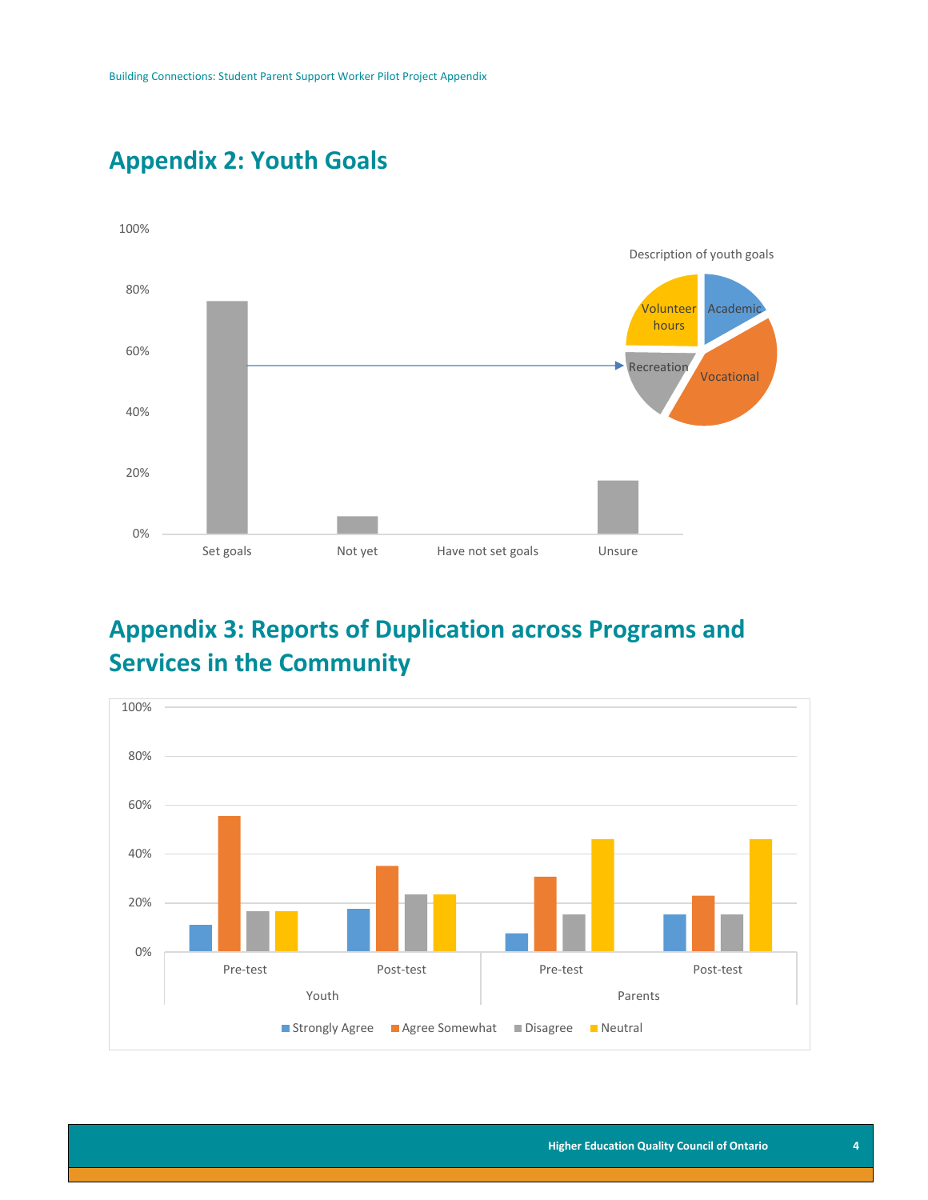## Appendix 2: Youth Goals

100%

80%

60%

40%

20%

0%

Set goals | Not yet | Have not set goals | Unsure

Description of youth goals

Volunteer hours | Academic | Recreation | Vocational

## Appendix 3: Reports of Duplication across Programs and Services in the Community

100%

80%

60%

40%

20%

0%

Pre-test | Post-test | Pre-test | Post-test

Youth | Parents

Strongly Agree | Agree Somewhat | Disagree | Neutral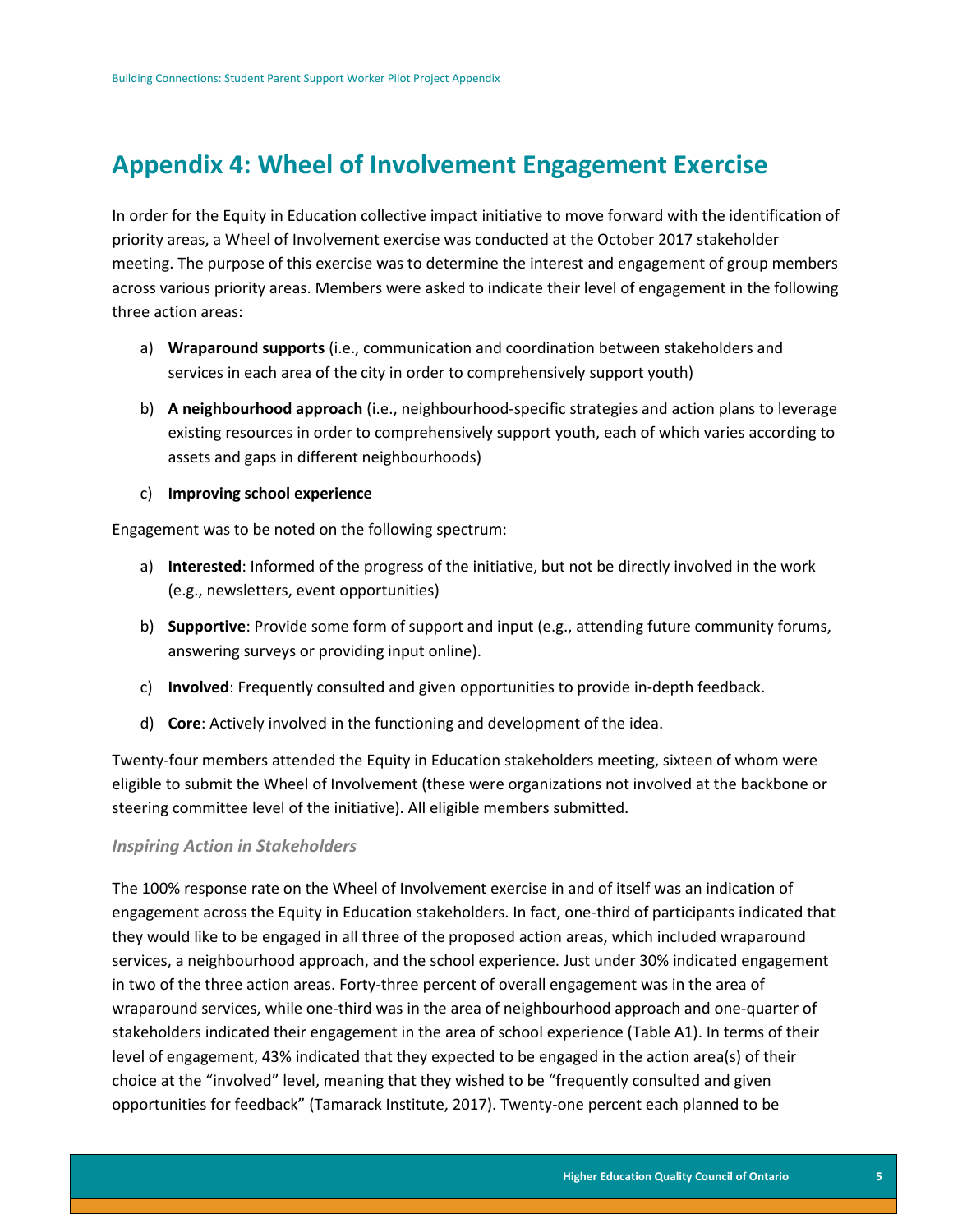# Appendix 4: Wheel of Involvement Engagement Exercise

In order for the Equity in Education collective impact initiative to move forward with the identification of priority areas, a Wheel of Involvement exercise was conducted at the October 2017 stakeholder meeting. The purpose of this exercise was to determine the interest and engagement of group members across various priority areas. Members were asked to indicate their level of engagement in the following three action areas:

a) **Wraparound supports** (i.e., communication and coordination between stakeholders and services in each area of the city in order to comprehensively support youth)

b) **A neighbourhood approach** (i.e., neighbourhood-specific strategies and action plans to leverage existing resources in order to comprehensively support youth, each of which varies according to assets and gaps in different neighbourhoods)

c) **Improving school experience**

Engagement was to be noted on the following spectrum:

a) **Interested**: Informed of the progress of the initiative, but not be directly involved in the work (e.g., newsletters, event opportunities)

b) **Supportive**: Provide some form of support and input (e.g., attending future community forums, answering surveys or providing input online).

c) **Involved**: Frequently consulted and given opportunities to provide in-depth feedback.

d) **Core**: Actively involved in the functioning and development of the idea.

Twenty-four members attended the Equity in Education stakeholders meeting, sixteen of whom were eligible to submit the Wheel of Involvement (these were organizations not involved at the backbone or steering committee level of the initiative). All eligible members submitted.

### *Inspiring Action in Stakeholders*

The 100% response rate on the Wheel of Involvement exercise in and of itself was an indication of engagement across the Equity in Education stakeholders. In fact, one-third of participants indicated that they would like to be engaged in all three of the proposed action areas, which included wraparound services, a neighbourhood approach, and the school experience. Just under 30% indicated engagement in two of the three action areas. Forty-three percent of overall engagement was in the area of wraparound services, while one-third was in the area of neighbourhood approach and one-quarter of stakeholders indicated their engagement in the area of school experience (Table A1). In terms of their level of engagement, 43% indicated that they expected to be engaged in the action area(s) of their choice at the "involved" level, meaning that they wished to be "frequently consulted and given opportunities for feedback" (Tamarack Institute, 2017). Twenty-one percent each planned to be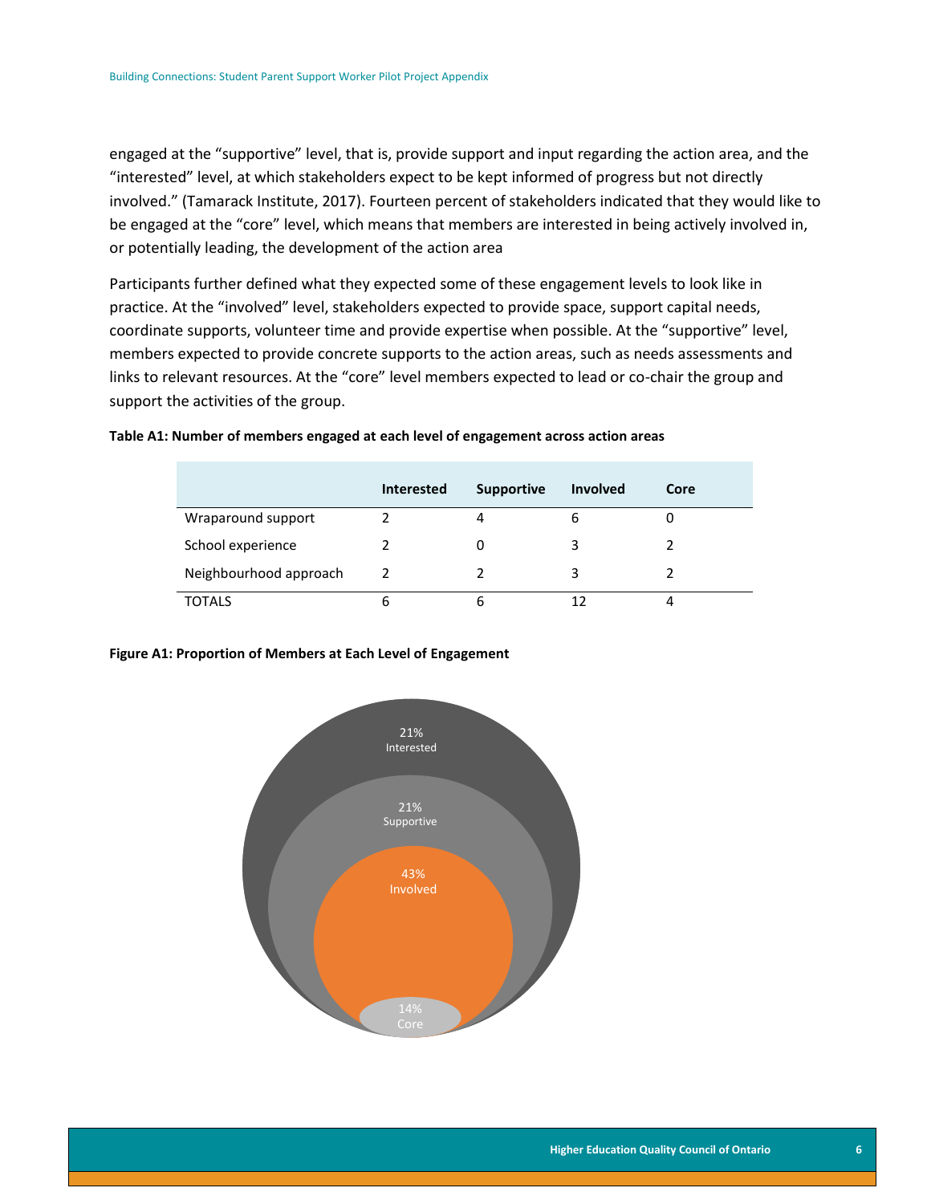engaged at the “supportive” level, that is, provide support and input regarding the action area, and the “interested” level, at which stakeholders expect to be kept informed of progress but not directly involved.” (Tamarack Institute, 2017). Fourteen percent of stakeholders indicated that they would like to be engaged at the “core” level, which means that members are interested in being actively involved in, or potentially leading, the development of the action area

Participants further defined what they expected some of these engagement levels to look like in practice. At the “involved” level, stakeholders expected to provide space, support capital needs, coordinate supports, volunteer time and provide expertise when possible. At the “supportive” level, members expected to provide concrete supports to the action areas, such as needs assessments and links to relevant resources. At the “core” level members expected to lead or co-chair the group and support the activities of the group.

**Table A1: Number of members engaged at each level of engagement across action areas**

| | Interested | Supportive | Involved | Core |
|---|---|---|---|---|
| Wraparound support | 2 | 4 | 6 | 0 |
| School experience | 2 | 0 | 3 | 2 |
| Neighbourhood approach | 2 | 2 | 3 | 2 |
| TOTALS | 6 | 6 | 12 | 4 |

**Figure A1: Proportion of Members at Each Level of Engagement**

21% Interested

21% Supportive

43% Involved

14% Core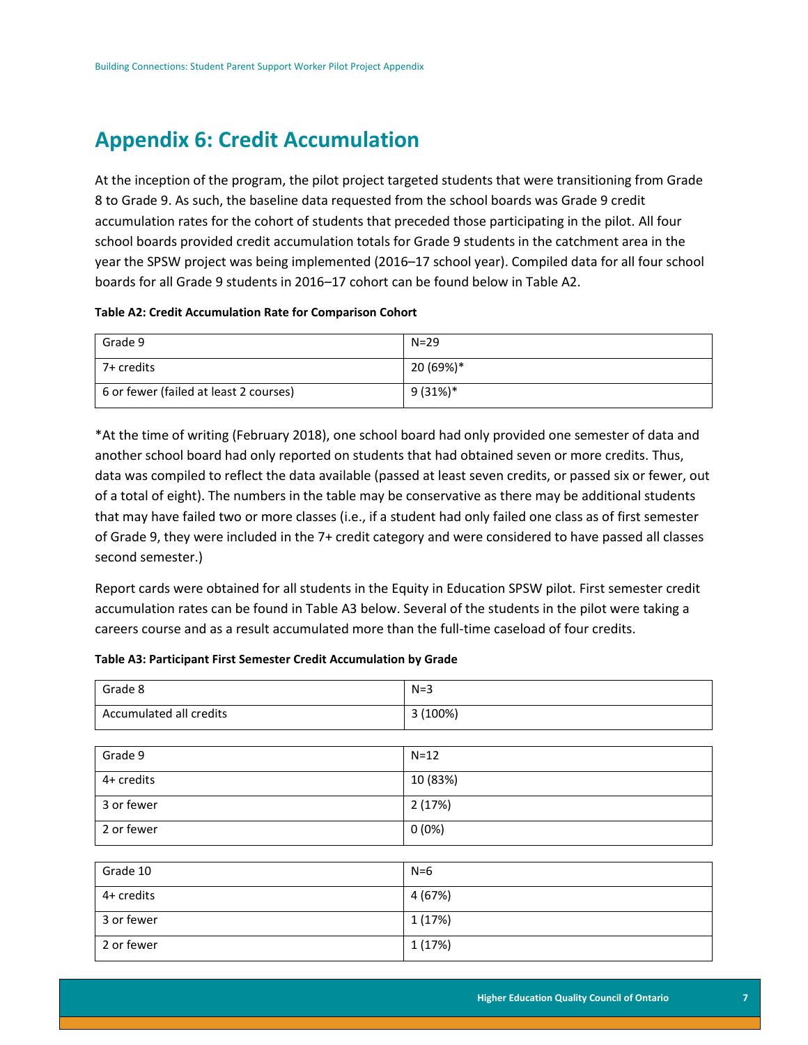# Appendix 6: Credit Accumulation

At the inception of the program, the pilot project targeted students that were transitioning from Grade 8 to Grade 9. As such, the baseline data requested from the school boards was Grade 9 credit accumulation rates for the cohort of students that preceded those participating in the pilot. All four school boards provided credit accumulation totals for Grade 9 students in the catchment area in the year the SPSW project was being implemented (2016–17 school year). Compiled data for all four school boards for all Grade 9 students in 2016–17 cohort can be found below in Table A2.

**Table A2: Credit Accumulation Rate for Comparison Cohort**

| Grade 9 | N=29 |
|---|---|
| 7+ credits | 20 (69%)* |
| 6 or fewer (failed at least 2 courses) | 9 (31%)* |

*At the time of writing (February 2018), one school board had only provided one semester of data and another school board had only reported on students that had obtained seven or more credits. Thus, data was compiled to reflect the data available (passed at least seven credits, or passed six or fewer, out of a total of eight). The numbers in the table may be conservative as there may be additional students that may have failed two or more classes (i.e., if a student had only failed one class as of first semester of Grade 9, they were included in the 7+ credit category and were considered to have passed all classes second semester.)

Report cards were obtained for all students in the Equity in Education SPSW pilot. First semester credit accumulation rates can be found in Table A3 below. Several of the students in the pilot were taking a careers course and as a result accumulated more than the full-time caseload of four credits.

**Table A3: Participant First Semester Credit Accumulation by Grade**

| Grade 8 | N=3 |
|---|---|
| Accumulated all credits | 3 (100%) |

| Grade 9 | N=12 |
|---|---|
| 4+ credits | 10 (83%) |
| 3 or fewer | 2 (17%) |
| 2 or fewer | 0 (0%) |

| Grade 10 | N=6 |
|---|---|
| 4+ credits | 4 (67%) |
| 3 or fewer | 1 (17%) |
| 2 or fewer | 1 (17%) |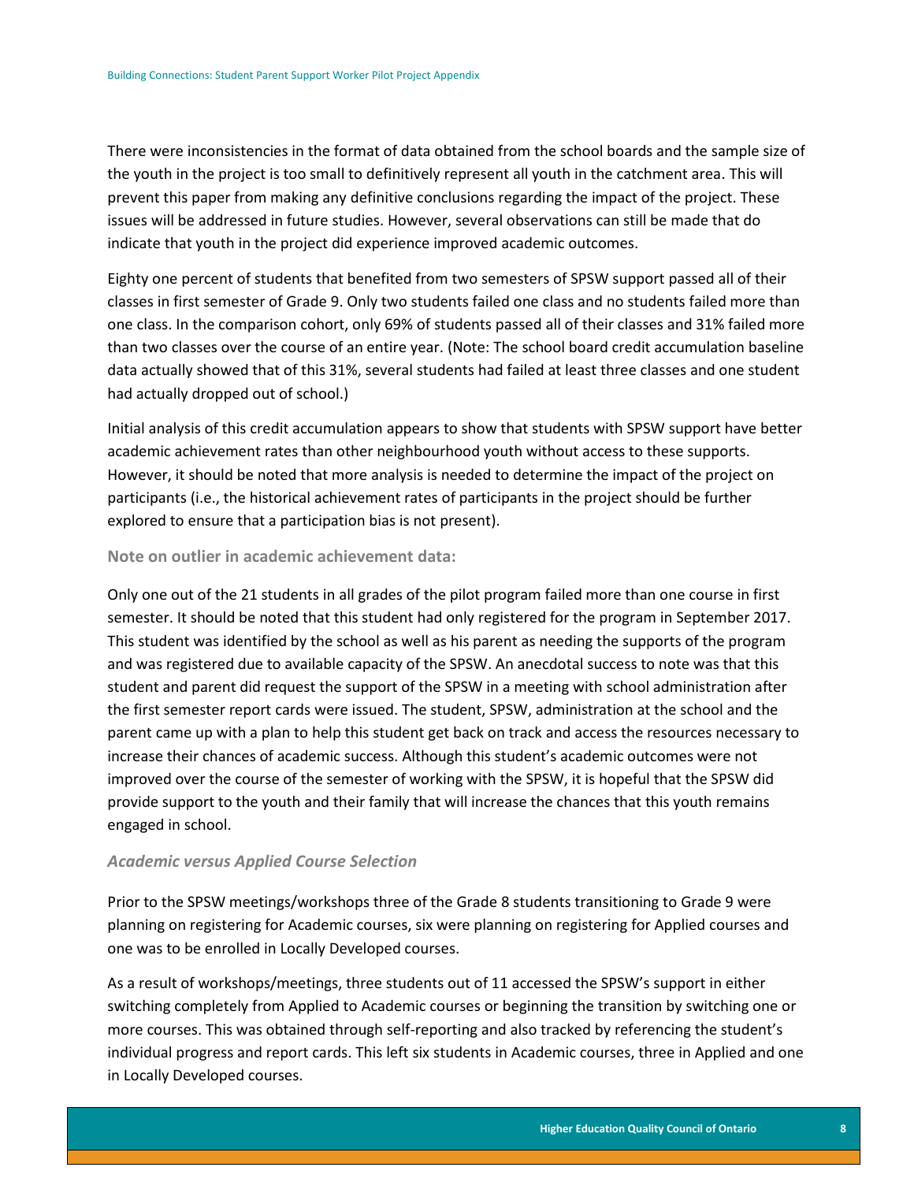There were inconsistencies in the format of data obtained from the school boards and the sample size of the youth in the project is too small to definitively represent all youth in the catchment area. This will prevent this paper from making any definitive conclusions regarding the impact of the project. These issues will be addressed in future studies. However, several observations can still be made that do indicate that youth in the project did experience improved academic outcomes.

Eighty one percent of students that benefited from two semesters of SPSW support passed all of their classes in first semester of Grade 9. Only two students failed one class and no students failed more than one class. In the comparison cohort, only 69% of students passed all of their classes and 31% failed more than two classes over the course of an entire year. (Note: The school board credit accumulation baseline data actually showed that of this 31%, several students had failed at least three classes and one student had actually dropped out of school.)

Initial analysis of this credit accumulation appears to show that students with SPSW support have better academic achievement rates than other neighbourhood youth without access to these supports. However, it should be noted that more analysis is needed to determine the impact of the project on participants (i.e., the historical achievement rates of participants in the project should be further explored to ensure that a participation bias is not present).

#### Note on outlier in academic achievement data:

Only one out of the 21 students in all grades of the pilot program failed more than one course in first semester. It should be noted that this student had only registered for the program in September 2017. This student was identified by the school as well as his parent as needing the supports of the program and was registered due to available capacity of the SPSW. An anecdotal success to note was that this student and parent did request the support of the SPSW in a meeting with school administration after the first semester report cards were issued. The student, SPSW, administration at the school and the parent came up with a plan to help this student get back on track and access the resources necessary to increase their chances of academic success. Although this student's academic outcomes were not improved over the course of the semester of working with the SPSW, it is hopeful that the SPSW did provide support to the youth and their family that will increase the chances that this youth remains engaged in school.

### *Academic versus Applied Course Selection*

Prior to the SPSW meetings/workshops three of the Grade 8 students transitioning to Grade 9 were planning on registering for Academic courses, six were planning on registering for Applied courses and one was to be enrolled in Locally Developed courses.

As a result of workshops/meetings, three students out of 11 accessed the SPSW's support in either switching completely from Applied to Academic courses or beginning the transition by switching one or more courses. This was obtained through self-reporting and also tracked by referencing the student's individual progress and report cards. This left six students in Academic courses, three in Applied and one in Locally Developed courses.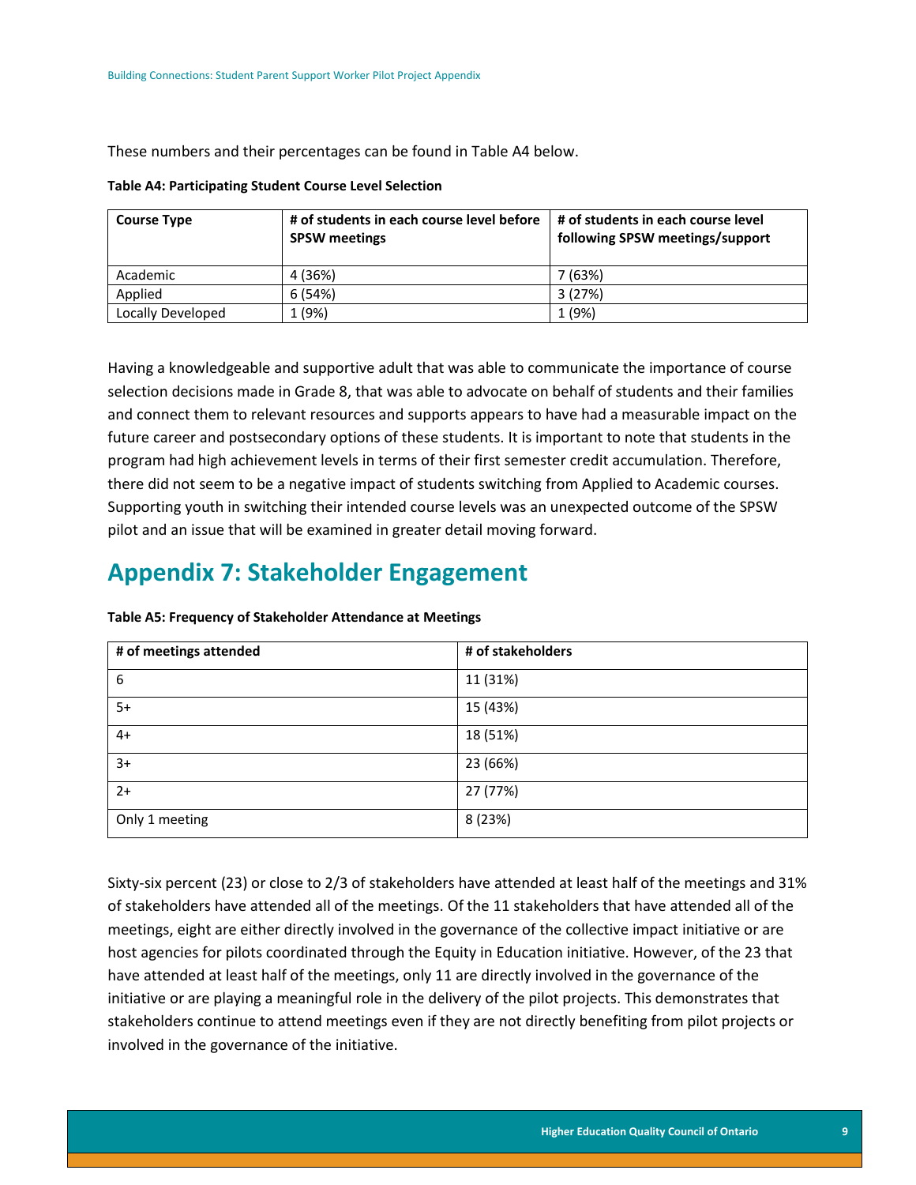These numbers and their percentages can be found in Table A4 below.

**Table A4: Participating Student Course Level Selection**

| Course Type | # of students in each course level before SPSW meetings | # of students in each course level following SPSW meetings/support |
|---|---|---|
| Academic | 4 (36%) | 7 (63%) |
| Applied | 6 (54%) | 3 (27%) |
| Locally Developed | 1 (9%) | 1 (9%) |

Having a knowledgeable and supportive adult that was able to communicate the importance of course selection decisions made in Grade 8, that was able to advocate on behalf of students and their families and connect them to relevant resources and supports appears to have had a measurable impact on the future career and postsecondary options of these students. It is important to note that students in the program had high achievement levels in terms of their first semester credit accumulation. Therefore, there did not seem to be a negative impact of students switching from Applied to Academic courses. Supporting youth in switching their intended course levels was an unexpected outcome of the SPSW pilot and an issue that will be examined in greater detail moving forward.

## Appendix 7: Stakeholder Engagement

**Table A5: Frequency of Stakeholder Attendance at Meetings**

| # of meetings attended | # of stakeholders |
|---|---|
| 6 | 11 (31%) |
| 5+ | 15 (43%) |
| 4+ | 18 (51%) |
| 3+ | 23 (66%) |
| 2+ | 27 (77%) |
| Only 1 meeting | 8 (23%) |

Sixty-six percent (23) or close to 2/3 of stakeholders have attended at least half of the meetings and 31% of stakeholders have attended all of the meetings. Of the 11 stakeholders that have attended all of the meetings, eight are either directly involved in the governance of the collective impact initiative or are host agencies for pilots coordinated through the Equity in Education initiative. However, of the 23 that have attended at least half of the meetings, only 11 are directly involved in the governance of the initiative or are playing a meaningful role in the delivery of the pilot projects. This demonstrates that stakeholders continue to attend meetings even if they are not directly benefiting from pilot projects or involved in the governance of the initiative.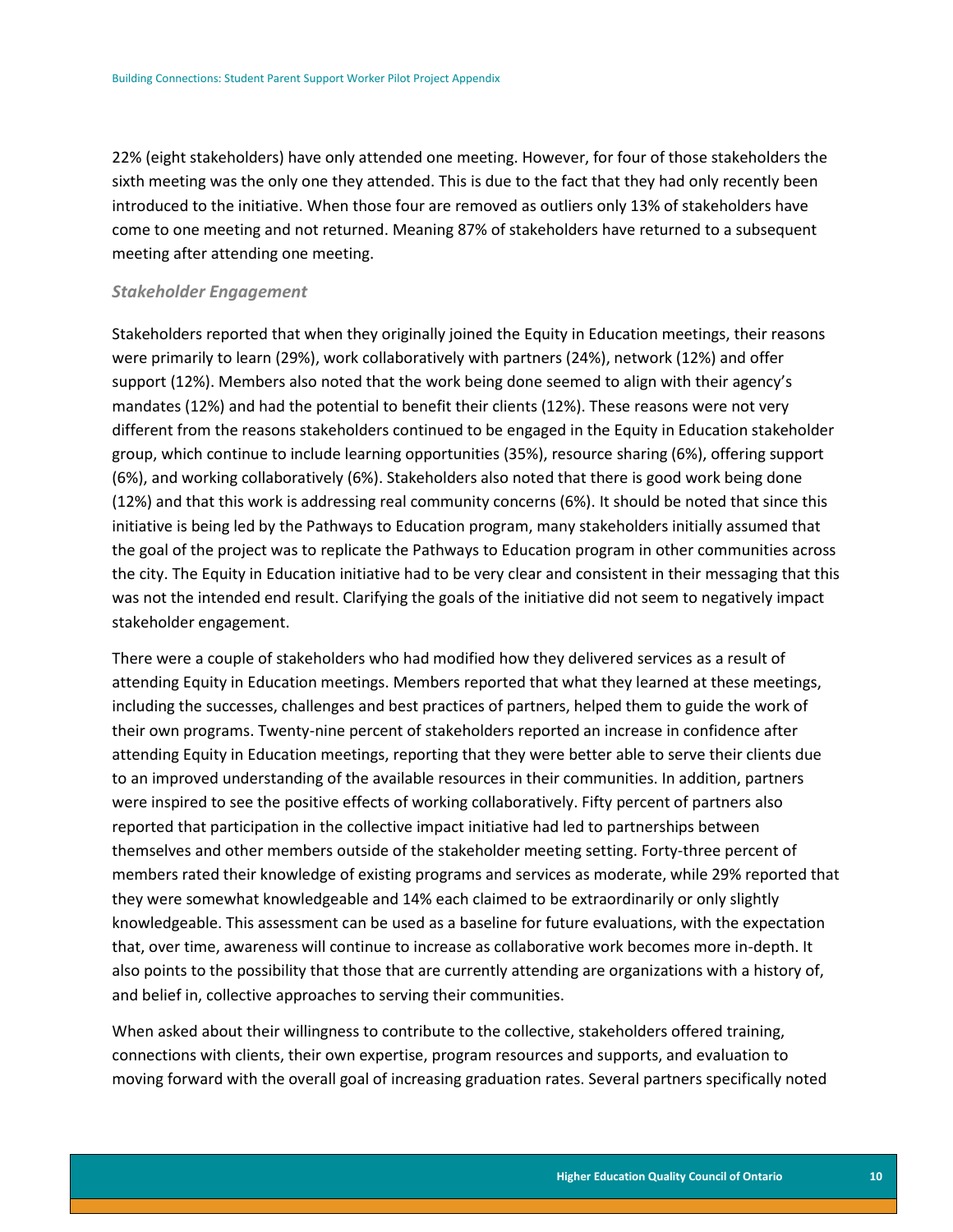22% (eight stakeholders) have only attended one meeting. However, for four of those stakeholders the sixth meeting was the only one they attended. This is due to the fact that they had only recently been introduced to the initiative. When those four are removed as outliers only 13% of stakeholders have come to one meeting and not returned. Meaning 87% of stakeholders have returned to a subsequent meeting after attending one meeting.

### *Stakeholder Engagement*

Stakeholders reported that when they originally joined the Equity in Education meetings, their reasons were primarily to learn (29%), work collaboratively with partners (24%), network (12%) and offer support (12%). Members also noted that the work being done seemed to align with their agency's mandates (12%) and had the potential to benefit their clients (12%). These reasons were not very different from the reasons stakeholders continued to be engaged in the Equity in Education stakeholder group, which continue to include learning opportunities (35%), resource sharing (6%), offering support (6%), and working collaboratively (6%). Stakeholders also noted that there is good work being done (12%) and that this work is addressing real community concerns (6%). It should be noted that since this initiative is being led by the Pathways to Education program, many stakeholders initially assumed that the goal of the project was to replicate the Pathways to Education program in other communities across the city. The Equity in Education initiative had to be very clear and consistent in their messaging that this was not the intended end result. Clarifying the goals of the initiative did not seem to negatively impact stakeholder engagement.

There were a couple of stakeholders who had modified how they delivered services as a result of attending Equity in Education meetings. Members reported that what they learned at these meetings, including the successes, challenges and best practices of partners, helped them to guide the work of their own programs. Twenty-nine percent of stakeholders reported an increase in confidence after attending Equity in Education meetings, reporting that they were better able to serve their clients due to an improved understanding of the available resources in their communities. In addition, partners were inspired to see the positive effects of working collaboratively. Fifty percent of partners also reported that participation in the collective impact initiative had led to partnerships between themselves and other members outside of the stakeholder meeting setting. Forty-three percent of members rated their knowledge of existing programs and services as moderate, while 29% reported that they were somewhat knowledgeable and 14% each claimed to be extraordinarily or only slightly knowledgeable. This assessment can be used as a baseline for future evaluations, with the expectation that, over time, awareness will continue to increase as collaborative work becomes more in-depth. It also points to the possibility that those that are currently attending are organizations with a history of, and belief in, collective approaches to serving their communities.

When asked about their willingness to contribute to the collective, stakeholders offered training, connections with clients, their own expertise, program resources and supports, and evaluation to moving forward with the overall goal of increasing graduation rates. Several partners specifically noted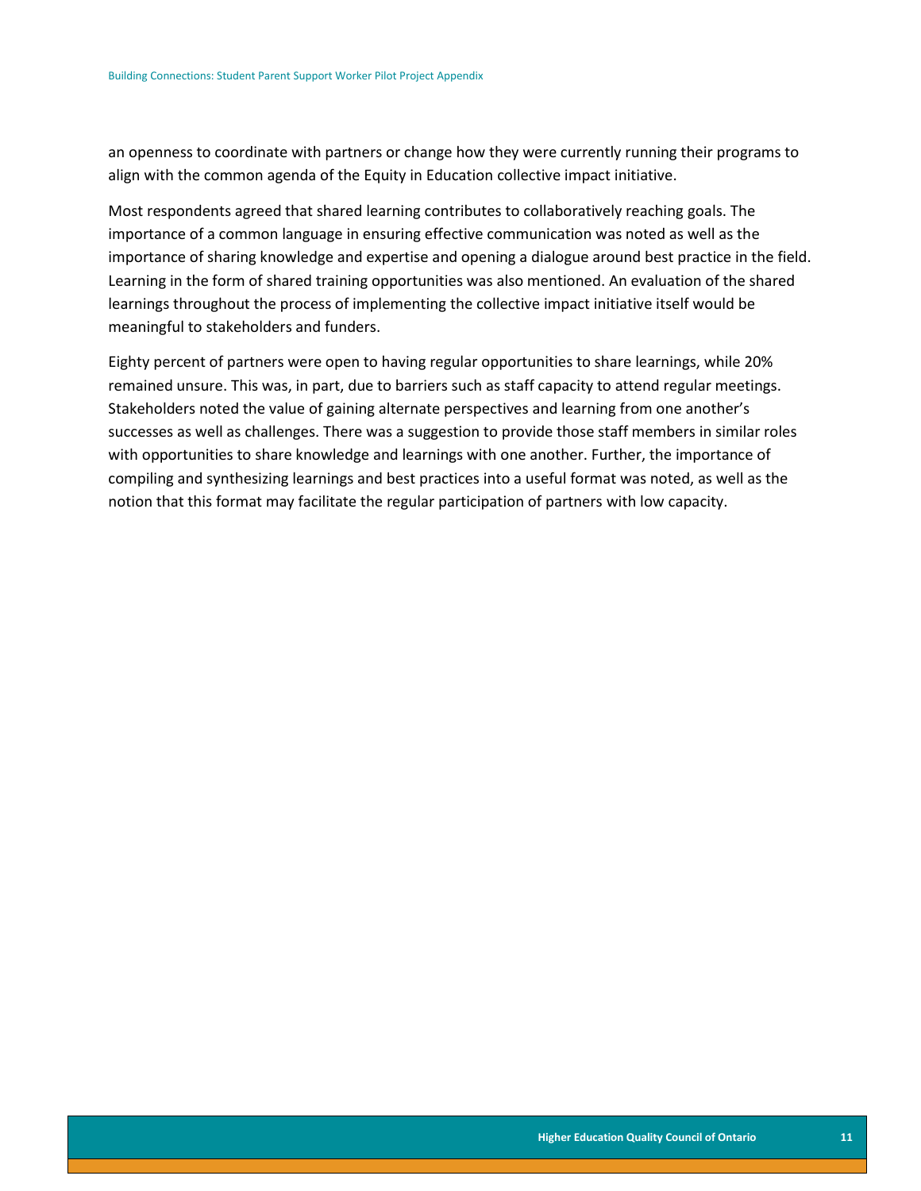an openness to coordinate with partners or change how they were currently running their programs to align with the common agenda of the Equity in Education collective impact initiative.

Most respondents agreed that shared learning contributes to collaboratively reaching goals. The importance of a common language in ensuring effective communication was noted as well as the importance of sharing knowledge and expertise and opening a dialogue around best practice in the field. Learning in the form of shared training opportunities was also mentioned. An evaluation of the shared learnings throughout the process of implementing the collective impact initiative itself would be meaningful to stakeholders and funders.

Eighty percent of partners were open to having regular opportunities to share learnings, while 20% remained unsure. This was, in part, due to barriers such as staff capacity to attend regular meetings. Stakeholders noted the value of gaining alternate perspectives and learning from one another's successes as well as challenges. There was a suggestion to provide those staff members in similar roles with opportunities to share knowledge and learnings with one another. Further, the importance of compiling and synthesizing learnings and best practices into a useful format was noted, as well as the notion that this format may facilitate the regular participation of partners with low capacity.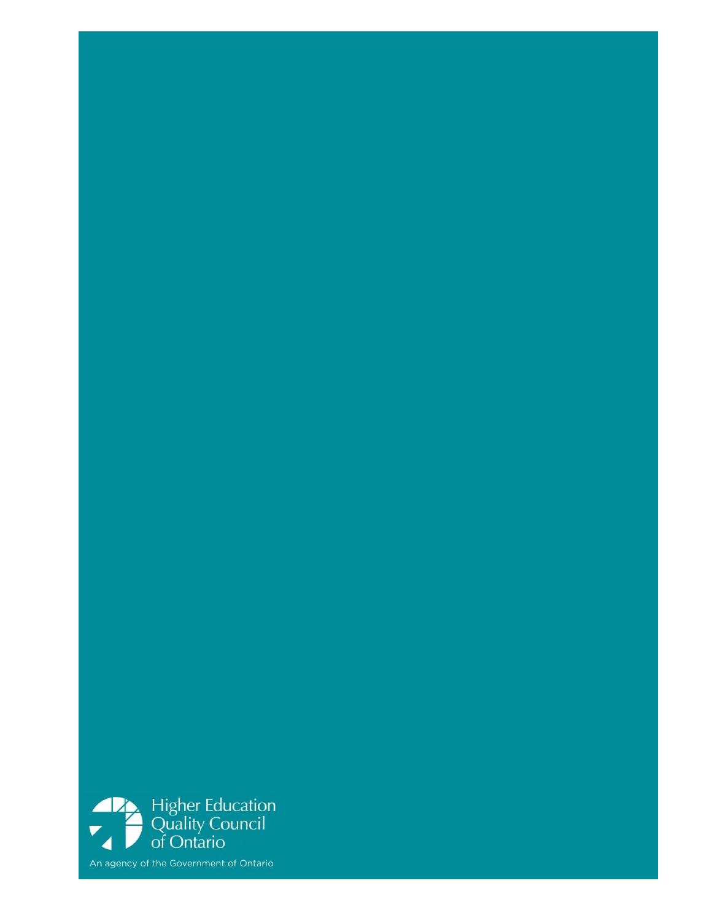Higher Education Quality Council of Ontario

An agency of the Government of Ontario